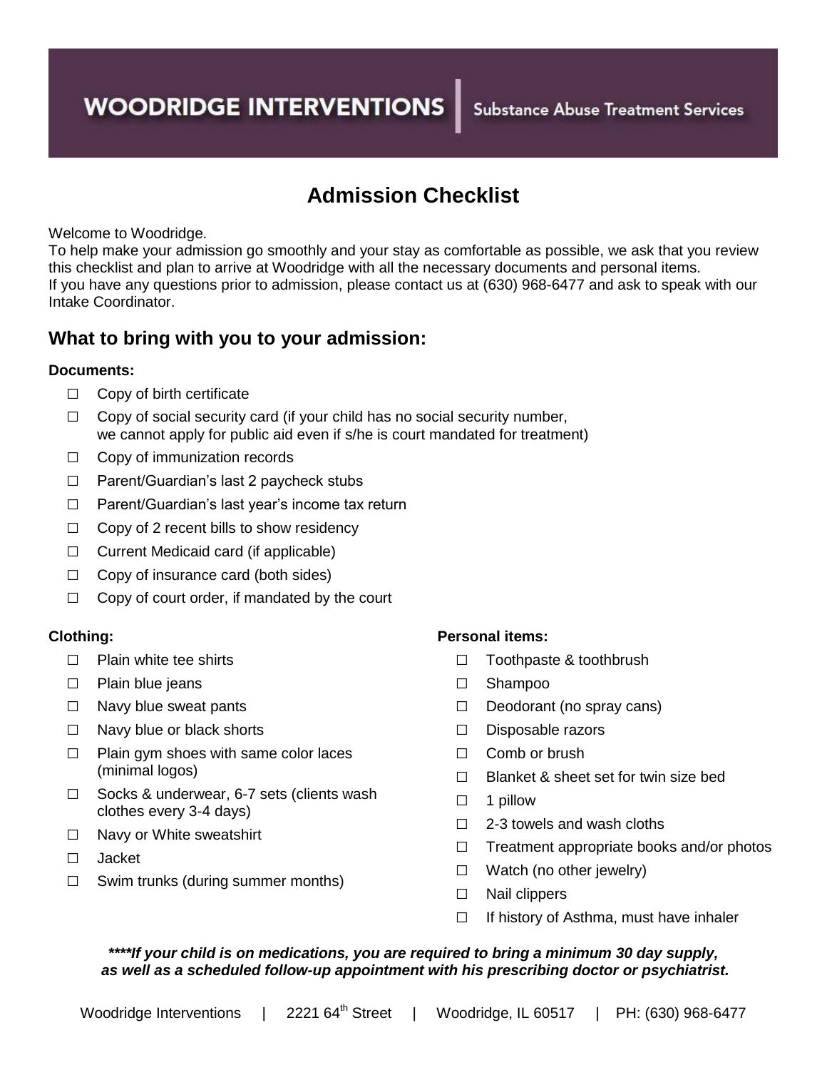**WOODRIDGE INTERVENTIONS** | Substance Abuse Treatment Services

# Admission Checklist

Welcome to Woodridge.
To help make your admission go smoothly and your stay as comfortable as possible, we ask that you review this checklist and plan to arrive at Woodridge with all the necessary documents and personal items.
If you have any questions prior to admission, please contact us at (630) 968-6477 and ask to speak with our Intake Coordinator.

## What to bring with you to your admission:

**Documents:**

- ☐ Copy of birth certificate
- ☐ Copy of social security card (if your child has no social security number, we cannot apply for public aid even if s/he is court mandated for treatment)
- ☐ Copy of immunization records
- ☐ Parent/Guardian's last 2 paycheck stubs
- ☐ Parent/Guardian's last year's income tax return
- ☐ Copy of 2 recent bills to show residency
- ☐ Current Medicaid card (if applicable)
- ☐ Copy of insurance card (both sides)
- ☐ Copy of court order, if mandated by the court

**Clothing:**

- ☐ Plain white tee shirts
- ☐ Plain blue jeans
- ☐ Navy blue sweat pants
- ☐ Navy blue or black shorts
- ☐ Plain gym shoes with same color laces (minimal logos)
- ☐ Socks & underwear, 6-7 sets (clients wash clothes every 3-4 days)
- ☐ Navy or White sweatshirt
- ☐ Jacket
- ☐ Swim trunks (during summer months)

**Personal items:**

- ☐ Toothpaste & toothbrush
- ☐ Shampoo
- ☐ Deodorant (no spray cans)
- ☐ Disposable razors
- ☐ Comb or brush
- ☐ Blanket & sheet set for twin size bed
- ☐ 1 pillow
- ☐ 2-3 towels and wash cloths
- ☐ Treatment appropriate books and/or photos
- ☐ Watch (no other jewelry)
- ☐ Nail clippers
- ☐ If history of Asthma, must have inhaler

***\*\*\*\*If your child is on medications, you are required to bring a minimum 30 day supply, as well as a scheduled follow-up appointment with his prescribing doctor or psychiatrist.***

Woodridge Interventions | 2221 64th Street | Woodridge, IL 60517 | PH: (630) 968-6477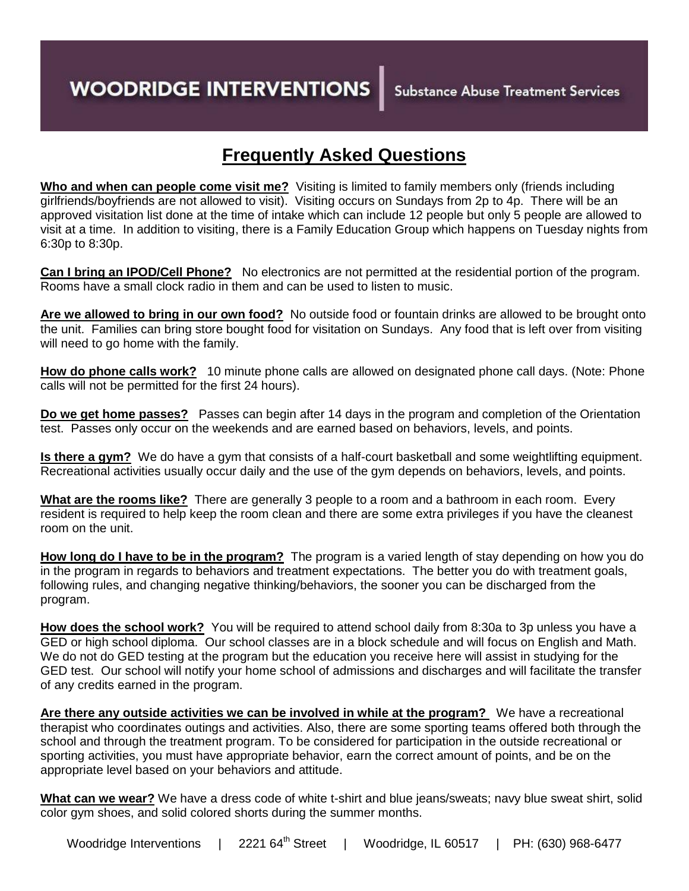**WOODRIDGE INTERVENTIONS** | Substance Abuse Treatment Services

# Frequently Asked Questions

**Who and when can people come visit me?** Visiting is limited to family members only (friends including girlfriends/boyfriends are not allowed to visit). Visiting occurs on Sundays from 2p to 4p. There will be an approved visitation list done at the time of intake which can include 12 people but only 5 people are allowed to visit at a time. In addition to visiting, there is a Family Education Group which happens on Tuesday nights from 6:30p to 8:30p.

**Can I bring an IPOD/Cell Phone?** No electronics are not permitted at the residential portion of the program. Rooms have a small clock radio in them and can be used to listen to music.

**Are we allowed to bring in our own food?** No outside food or fountain drinks are allowed to be brought onto the unit. Families can bring store bought food for visitation on Sundays. Any food that is left over from visiting will need to go home with the family.

**How do phone calls work?** 10 minute phone calls are allowed on designated phone call days. (Note: Phone calls will not be permitted for the first 24 hours).

**Do we get home passes?** Passes can begin after 14 days in the program and completion of the Orientation test. Passes only occur on the weekends and are earned based on behaviors, levels, and points.

**Is there a gym?** We do have a gym that consists of a half-court basketball and some weightlifting equipment. Recreational activities usually occur daily and the use of the gym depends on behaviors, levels, and points.

**What are the rooms like?** There are generally 3 people to a room and a bathroom in each room. Every resident is required to help keep the room clean and there are some extra privileges if you have the cleanest room on the unit.

**How long do I have to be in the program?** The program is a varied length of stay depending on how you do in the program in regards to behaviors and treatment expectations. The better you do with treatment goals, following rules, and changing negative thinking/behaviors, the sooner you can be discharged from the program.

**How does the school work?** You will be required to attend school daily from 8:30a to 3p unless you have a GED or high school diploma. Our school classes are in a block schedule and will focus on English and Math. We do not do GED testing at the program but the education you receive here will assist in studying for the GED test. Our school will notify your home school of admissions and discharges and will facilitate the transfer of any credits earned in the program.

**Are there any outside activities we can be involved in while at the program?** We have a recreational therapist who coordinates outings and activities. Also, there are some sporting teams offered both through the school and through the treatment program. To be considered for participation in the outside recreational or sporting activities, you must have appropriate behavior, earn the correct amount of points, and be on the appropriate level based on your behaviors and attitude.

**What can we wear?** We have a dress code of white t-shirt and blue jeans/sweats; navy blue sweat shirt, solid color gym shoes, and solid colored shorts during the summer months.

Woodridge Interventions | 2221 64th Street | Woodridge, IL 60517 | PH: (630) 968-6477